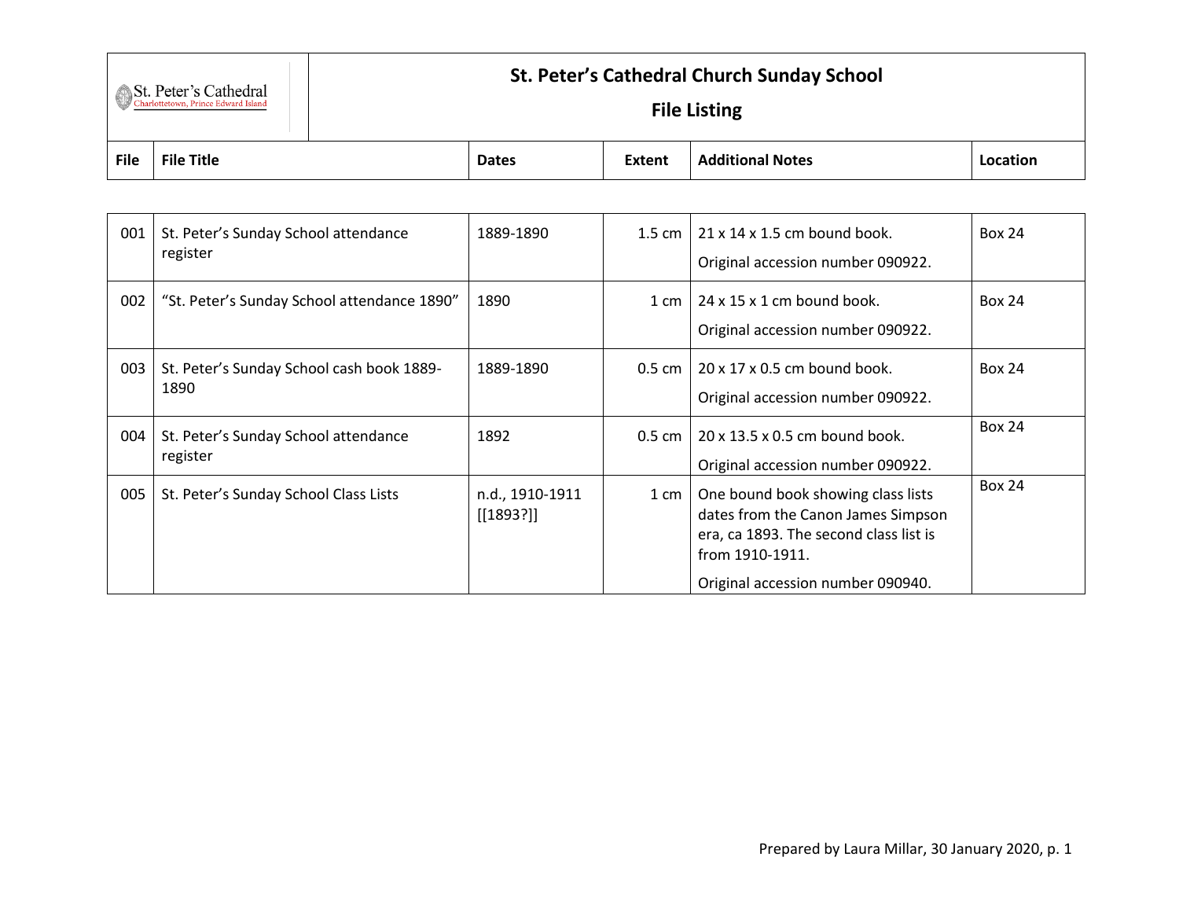St. Peter's Cathedral
Charlottetown, Prince Edward Island

# St. Peter's Cathedral Church Sunday School

## File Listing

| File | File Title | Dates | Extent | Additional Notes | Location |
|---|---|---|---|---|---|
| 001 | St. Peter's Sunday School attendance register | 1889-1890 | 1.5 cm | 21 x 14 x 1.5 cm bound book. Original accession number 090922. | Box 24 |
| 002 | "St. Peter's Sunday School attendance 1890" | 1890 | 1 cm | 24 x 15 x 1 cm bound book. Original accession number 090922. | Box 24 |
| 003 | St. Peter's Sunday School cash book 1889-1890 | 1889-1890 | 0.5 cm | 20 x 17 x 0.5 cm bound book. Original accession number 090922. | Box 24 |
| 004 | St. Peter's Sunday School attendance register | 1892 | 0.5 cm | 20 x 13.5 x 0.5 cm bound book. Original accession number 090922. | Box 24 |
| 005 | St. Peter's Sunday School Class Lists | n.d., 1910-1911 [[1893?]] | 1 cm | One bound book showing class lists dates from the Canon James Simpson era, ca 1893. The second class list is from 1910-1911. Original accession number 090940. | Box 24 |

Prepared by Laura Millar, 30 January 2020, p. 1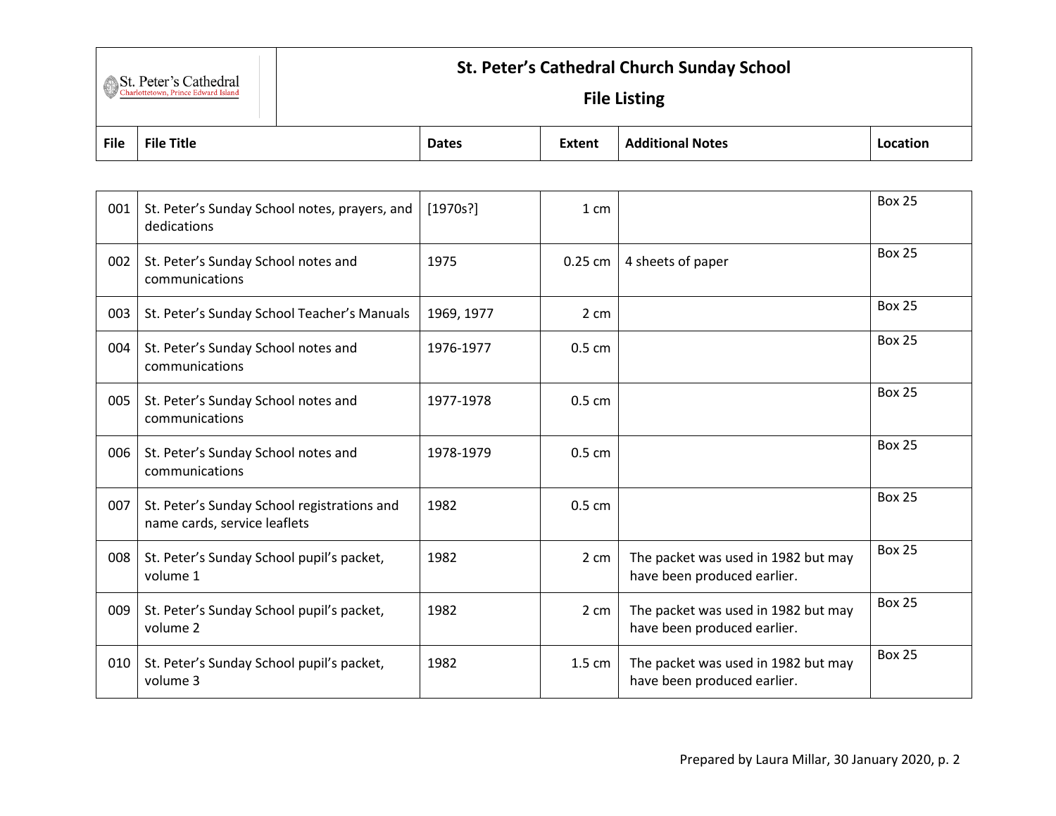# St. Peter's Cathedral Church Sunday School

## File Listing

| File | File Title | Dates | Extent | Additional Notes | Location |
|---|---|---|---|---|---|
| 001 | St. Peter's Sunday School notes, prayers, and dedications | [1970s?] | 1 cm | | Box 25 |
| 002 | St. Peter's Sunday School notes and communications | 1975 | 0.25 cm | 4 sheets of paper | Box 25 |
| 003 | St. Peter's Sunday School Teacher's Manuals | 1969, 1977 | 2 cm | | Box 25 |
| 004 | St. Peter's Sunday School notes and communications | 1976-1977 | 0.5 cm | | Box 25 |
| 005 | St. Peter's Sunday School notes and communications | 1977-1978 | 0.5 cm | | Box 25 |
| 006 | St. Peter's Sunday School notes and communications | 1978-1979 | 0.5 cm | | Box 25 |
| 007 | St. Peter's Sunday School registrations and name cards, service leaflets | 1982 | 0.5 cm | | Box 25 |
| 008 | St. Peter's Sunday School pupil's packet, volume 1 | 1982 | 2 cm | The packet was used in 1982 but may have been produced earlier. | Box 25 |
| 009 | St. Peter's Sunday School pupil's packet, volume 2 | 1982 | 2 cm | The packet was used in 1982 but may have been produced earlier. | Box 25 |
| 010 | St. Peter's Sunday School pupil's packet, volume 3 | 1982 | 1.5 cm | The packet was used in 1982 but may have been produced earlier. | Box 25 |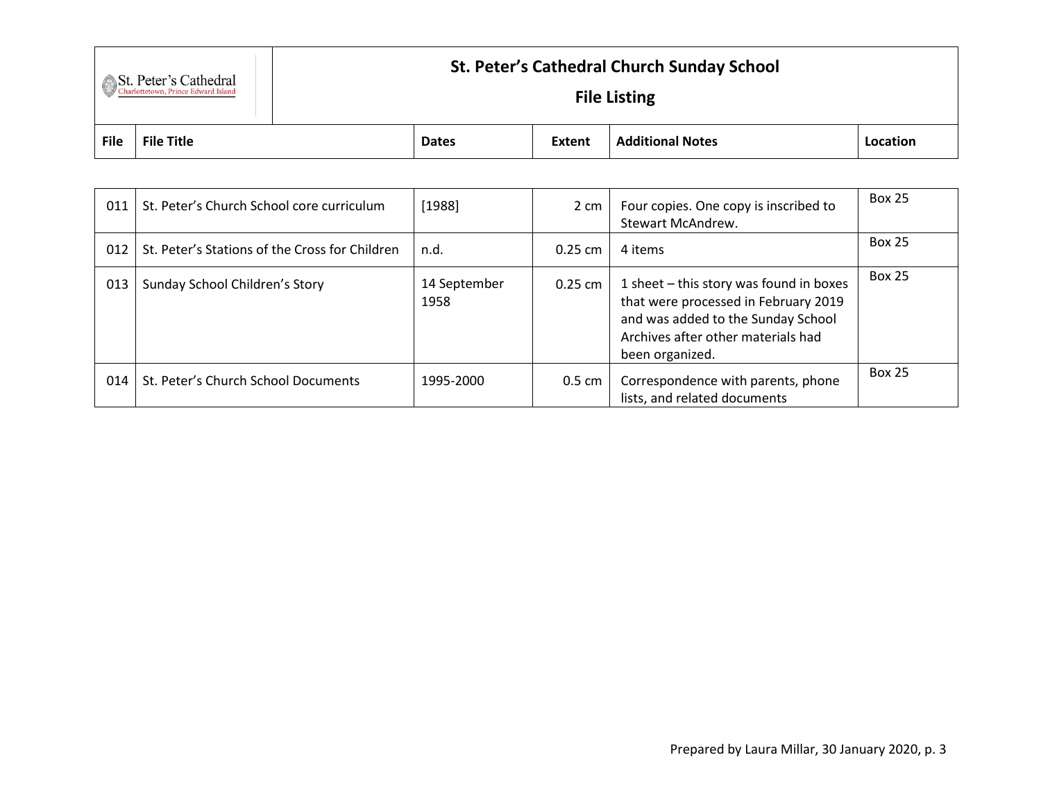St. Peter's Cathedral
Charlottetown, Prince Edward Island

# St. Peter's Cathedral Church Sunday School

## File Listing

| File | File Title | Dates | Extent | Additional Notes | Location |
|---|---|---|---|---|---|
| 011 | St. Peter's Church School core curriculum | [1988] | 2 cm | Four copies. One copy is inscribed to Stewart McAndrew. | Box 25 |
| 012 | St. Peter's Stations of the Cross for Children | n.d. | 0.25 cm | 4 items | Box 25 |
| 013 | Sunday School Children's Story | 14 September 1958 | 0.25 cm | 1 sheet – this story was found in boxes that were processed in February 2019 and was added to the Sunday School Archives after other materials had been organized. | Box 25 |
| 014 | St. Peter's Church School Documents | 1995-2000 | 0.5 cm | Correspondence with parents, phone lists, and related documents | Box 25 |

Prepared by Laura Millar, 30 January 2020, p. 3